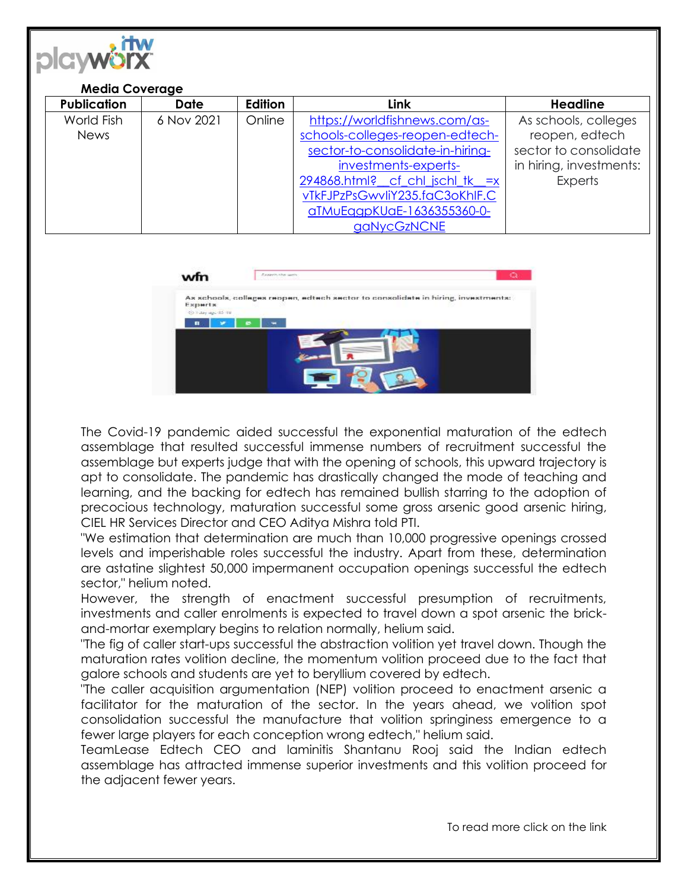**Media Coverage**

| Publication | Date | Edition | Link | Headline |
|---|---|---|---|---|
| World Fish News | 6 Nov 2021 | Online | https://worldfishnews.com/as-schools-colleges-reopen-edtech-sector-to-consolidate-in-hiring-investments-experts-294868.html?__cf_chl_jschl_tk__=xvTkFJPzPsGwvliY235.faC3oKhlF.CaTMuEqgpKUaE-1636355360-0-gaNycGzNCNE | As schools, colleges reopen, edtech sector to consolidate in hiring, investments: Experts |

The Covid-19 pandemic aided successful the exponential maturation of the edtech assemblage that resulted successful immense numbers of recruitment successful the assemblage but experts judge that with the opening of schools, this upward trajectory is apt to consolidate. The pandemic has drastically changed the mode of teaching and learning, and the backing for edtech has remained bullish starring to the adoption of precocious technology, maturation successful some gross arsenic good arsenic hiring, CIEL HR Services Director and CEO Aditya Mishra told PTI.

"We estimation that determination are much than 10,000 progressive openings crossed levels and imperishable roles successful the industry. Apart from these, determination are astatine slightest 50,000 impermanent occupation openings successful the edtech sector," helium noted.

However, the strength of enactment successful presumption of recruitments, investments and caller enrolments is expected to travel down a spot arsenic the brick-and-mortar exemplary begins to relation normally, helium said.

"The fig of caller start-ups successful the abstraction volition yet travel down. Though the maturation rates volition decline, the momentum volition proceed due to the fact that galore schools and students are yet to beryllium covered by edtech.

"The caller acquisition argumentation (NEP) volition proceed to enactment arsenic a facilitator for the maturation of the sector. In the years ahead, we volition spot consolidation successful the manufacture that volition springiness emergence to a fewer large players for each conception wrong edtech," helium said.

TeamLease Edtech CEO and laminitis Shantanu Rooj said the Indian edtech assemblage has attracted immense superior investments and this volition proceed for the adjacent fewer years.

To read more click on the link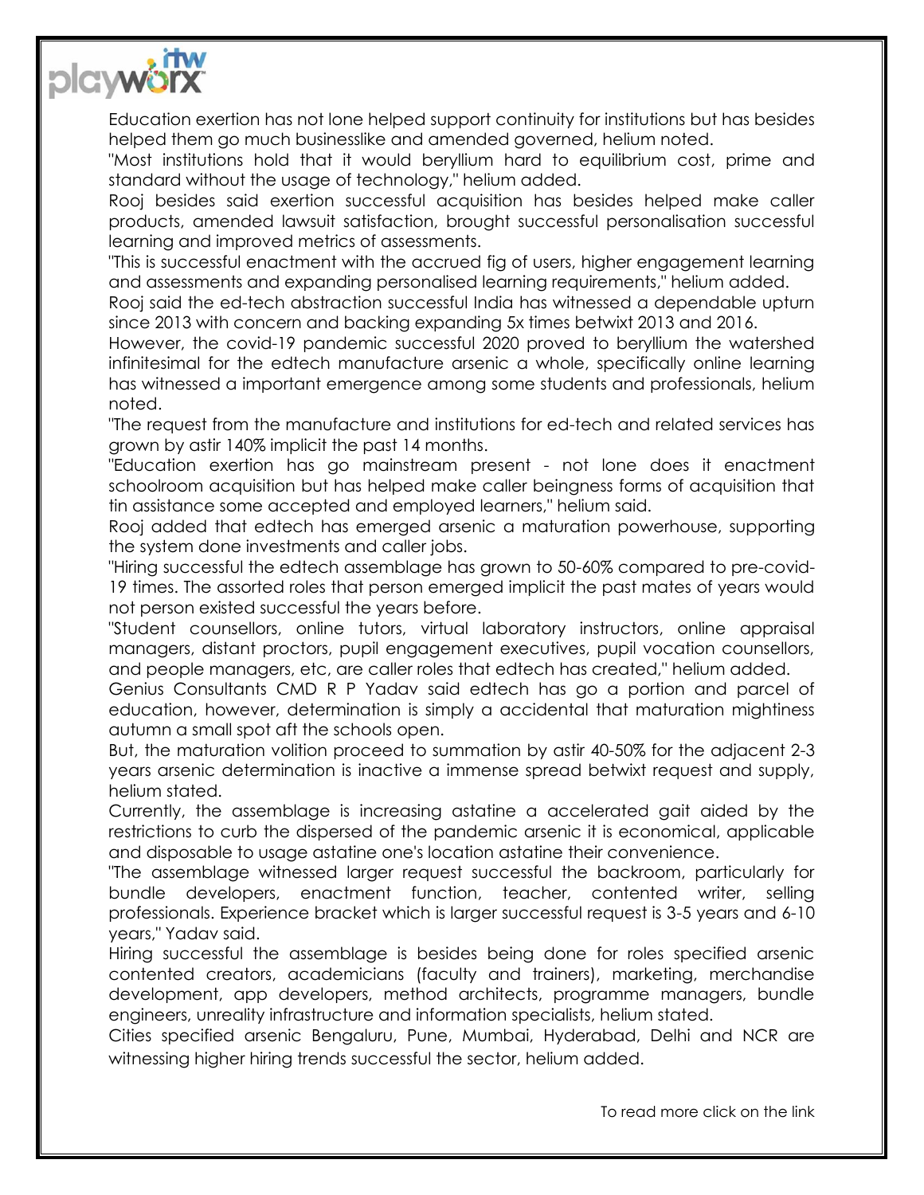Education exertion has not lone helped support continuity for institutions but has besides helped them go much businesslike and amended governed, helium noted.

"Most institutions hold that it would beryllium hard to equilibrium cost, prime and standard without the usage of technology," helium added.

Rooj besides said exertion successful acquisition has besides helped make caller products, amended lawsuit satisfaction, brought successful personalisation successful learning and improved metrics of assessments.

"This is successful enactment with the accrued fig of users, higher engagement learning and assessments and expanding personalised learning requirements," helium added.

Rooj said the ed-tech abstraction successful India has witnessed a dependable upturn since 2013 with concern and backing expanding 5x times betwixt 2013 and 2016.

However, the covid-19 pandemic successful 2020 proved to beryllium the watershed infinitesimal for the edtech manufacture arsenic a whole, specifically online learning has witnessed a important emergence among some students and professionals, helium noted.

"The request from the manufacture and institutions for ed-tech and related services has grown by astir 140% implicit the past 14 months.

"Education exertion has go mainstream present - not lone does it enactment schoolroom acquisition but has helped make caller beingness forms of acquisition that tin assistance some accepted and employed learners," helium said.

Rooj added that edtech has emerged arsenic a maturation powerhouse, supporting the system done investments and caller jobs.

"Hiring successful the edtech assemblage has grown to 50-60% compared to pre-covid-19 times. The assorted roles that person emerged implicit the past mates of years would not person existed successful the years before.

"Student counsellors, online tutors, virtual laboratory instructors, online appraisal managers, distant proctors, pupil engagement executives, pupil vocation counsellors, and people managers, etc, are caller roles that edtech has created," helium added.

Genius Consultants CMD R P Yadav said edtech has go a portion and parcel of education, however, determination is simply a accidental that maturation mightiness autumn a small spot aft the schools open.

But, the maturation volition proceed to summation by astir 40-50% for the adjacent 2-3 years arsenic determination is inactive a immense spread betwixt request and supply, helium stated.

Currently, the assemblage is increasing astatine a accelerated gait aided by the restrictions to curb the dispersed of the pandemic arsenic it is economical, applicable and disposable to usage astatine one's location astatine their convenience.

"The assemblage witnessed larger request successful the backroom, particularly for bundle developers, enactment function, teacher, contented writer, selling professionals. Experience bracket which is larger successful request is 3-5 years and 6-10 years," Yadav said.

Hiring successful the assemblage is besides being done for roles specified arsenic contented creators, academicians (faculty and trainers), marketing, merchandise development, app developers, method architects, programme managers, bundle engineers, unreality infrastructure and information specialists, helium stated.

Cities specified arsenic Bengaluru, Pune, Mumbai, Hyderabad, Delhi and NCR are witnessing higher hiring trends successful the sector, helium added.

To read more click on the link